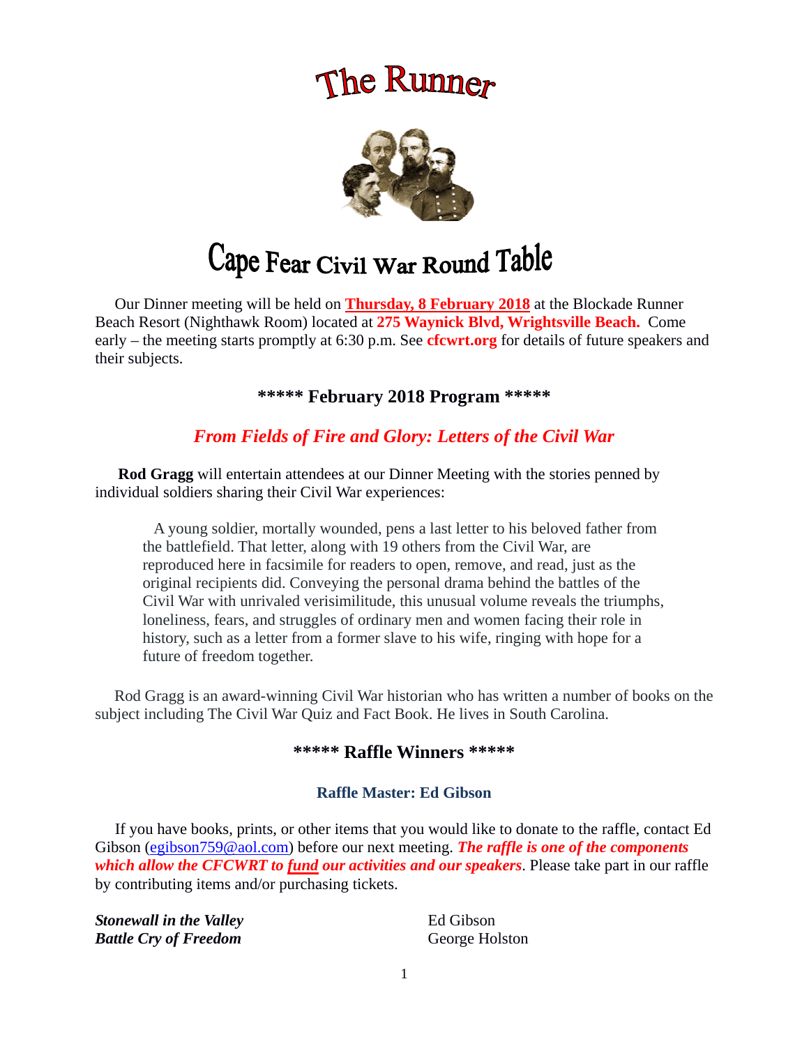# The Runner

# Cape Fear Civil War Round Table

Our Dinner meeting will be held on **Thursday, 8 February 2018** at the Blockade Runner Beach Resort (Nighthawk Room) located at **275 Waynick Blvd, Wrightsville Beach.** Come early – the meeting starts promptly at 6:30 p.m. See **cfcwrt.org** for details of future speakers and their subjects.

## ***** February 2018 Program *****

### *From Fields of Fire and Glory: Letters of the Civil War*

**Rod Gragg** will entertain attendees at our Dinner Meeting with the stories penned by individual soldiers sharing their Civil War experiences:

> A young soldier, mortally wounded, pens a last letter to his beloved father from the battlefield. That letter, along with 19 others from the Civil War, are reproduced here in facsimile for readers to open, remove, and read, just as the original recipients did. Conveying the personal drama behind the battles of the Civil War with unrivaled verisimilitude, this unusual volume reveals the triumphs, loneliness, fears, and struggles of ordinary men and women facing their role in history, such as a letter from a former slave to his wife, ringing with hope for a future of freedom together.

Rod Gragg is an award-winning Civil War historian who has written a number of books on the subject including The Civil War Quiz and Fact Book. He lives in South Carolina.

## ***** Raffle Winners *****

**Raffle Master: Ed Gibson**

If you have books, prints, or other items that you would like to donate to the raffle, contact Ed Gibson (egibson759@aol.com) before our next meeting. ***The raffle is one of the components which allow the CFCWRT to fund our activities and our speakers***. Please take part in our raffle by contributing items and/or purchasing tickets.

| | |
|---|---|
| ***Stonewall in the Valley*** | Ed Gibson |
| ***Battle Cry of Freedom*** | George Holston |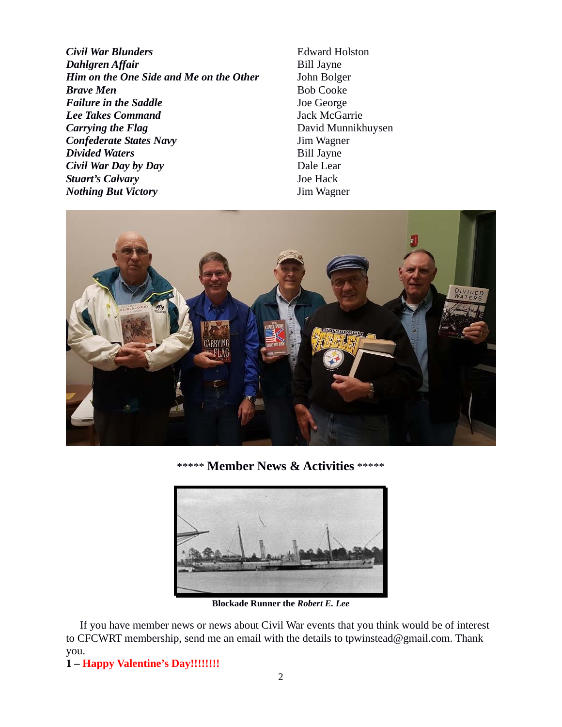| | |
|---|---|
| ***Civil War Blunders*** | Edward Holston |
| ***Dahlgren Affair*** | Bill Jayne |
| ***Him on the One Side and Me on the Other*** | John Bolger |
| ***Brave Men*** | Bob Cooke |
| ***Failure in the Saddle*** | Joe George |
| ***Lee Takes Command*** | Jack McGarrie |
| ***Carrying the Flag*** | David Munnikhuysen |
| ***Confederate States Navy*** | Jim Wagner |
| ***Divided Waters*** | Bill Jayne |
| ***Civil War Day by Day*** | Dale Lear |
| ***Stuart's Calvary*** | Joe Hack |
| ***Nothing But Victory*** | Jim Wagner |

## ***** Member News & Activities *****

**Blockade Runner the *Robert E. Lee***

If you have member news or news about Civil War events that you think would be of interest to CFCWRT membership, send me an email with the details to tpwinstead@gmail.com. Thank you.

**1 – Happy Valentine's Day!!!!!!!!**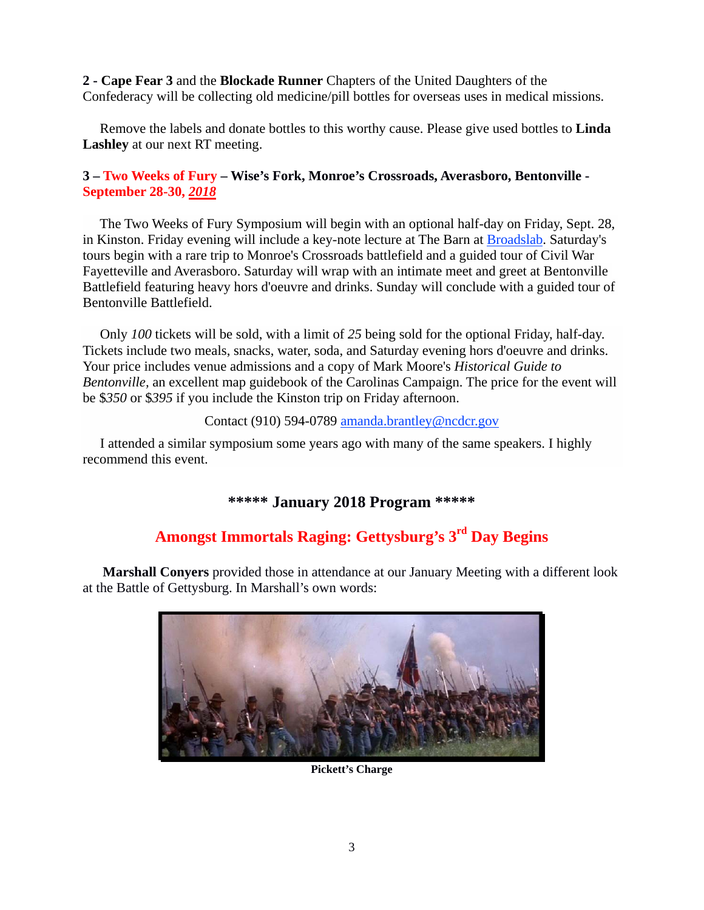**2** - **Cape Fear 3** and the **Blockade Runner** Chapters of the United Daughters of the Confederacy will be collecting old medicine/pill bottles for overseas uses in medical missions.

Remove the labels and donate bottles to this worthy cause. Please give used bottles to **Linda Lashley** at our next RT meeting.

**3 – Two Weeks of Fury – Wise's Fork, Monroe's Crossroads, Averasboro, Bentonville - September 28-30, *2018***

The Two Weeks of Fury Symposium will begin with an optional half-day on Friday, Sept. 28, in Kinston. Friday evening will include a key-note lecture at The Barn at Broadslab. Saturday's tours begin with a rare trip to Monroe's Crossroads battlefield and a guided tour of Civil War Fayetteville and Averasboro. Saturday will wrap with an intimate meet and greet at Bentonville Battlefield featuring heavy hors d'oeuvre and drinks. Sunday will conclude with a guided tour of Bentonville Battlefield.

Only *100* tickets will be sold, with a limit of *25* being sold for the optional Friday, half-day. Tickets include two meals, snacks, water, soda, and Saturday evening hors d'oeuvre and drinks. Your price includes venue admissions and a copy of Mark Moore's *Historical Guide to Bentonville*, an excellent map guidebook of the Carolinas Campaign. The price for the event will be $*350* or $*395* if you include the Kinston trip on Friday afternoon.

Contact (910) 594-0789 amanda.brantley@ncdcr.gov

I attended a similar symposium some years ago with many of the same speakers. I highly recommend this event.

## ***** January 2018 Program *****

## Amongst Immortals Raging: Gettysburg's 3rd Day Begins

**Marshall Conyers** provided those in attendance at our January Meeting with a different look at the Battle of Gettysburg. In Marshall's own words:

**Pickett's Charge**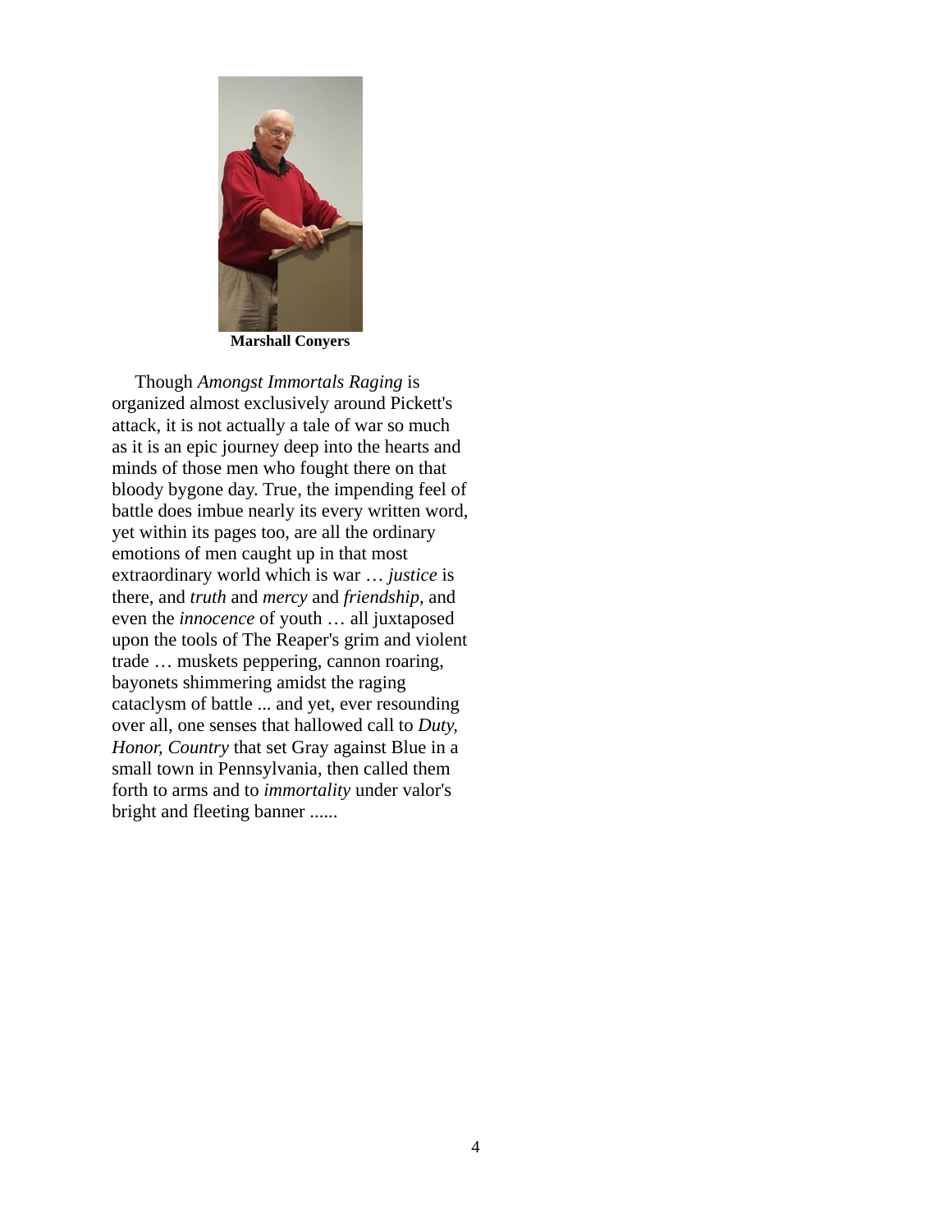**Marshall Conyers**

Though *Amongst Immortals Raging* is organized almost exclusively around Pickett's attack, it is not actually a tale of war so much as it is an epic journey deep into the hearts and minds of those men who fought there on that bloody bygone day. True, the impending feel of battle does imbue nearly its every written word, yet within its pages too, are all the ordinary emotions of men caught up in that most extraordinary world which is war … *justice* is there, and *truth* and *mercy* and *friendship,* and even the *innocence* of youth … all juxtaposed upon the tools of The Reaper's grim and violent trade … muskets peppering, cannon roaring, bayonets shimmering amidst the raging cataclysm of battle ... and yet, ever resounding over all, one senses that hallowed call to *Duty, Honor, Country* that set Gray against Blue in a small town in Pennsylvania, then called them forth to arms and to *immortality* under valor's bright and fleeting banner ......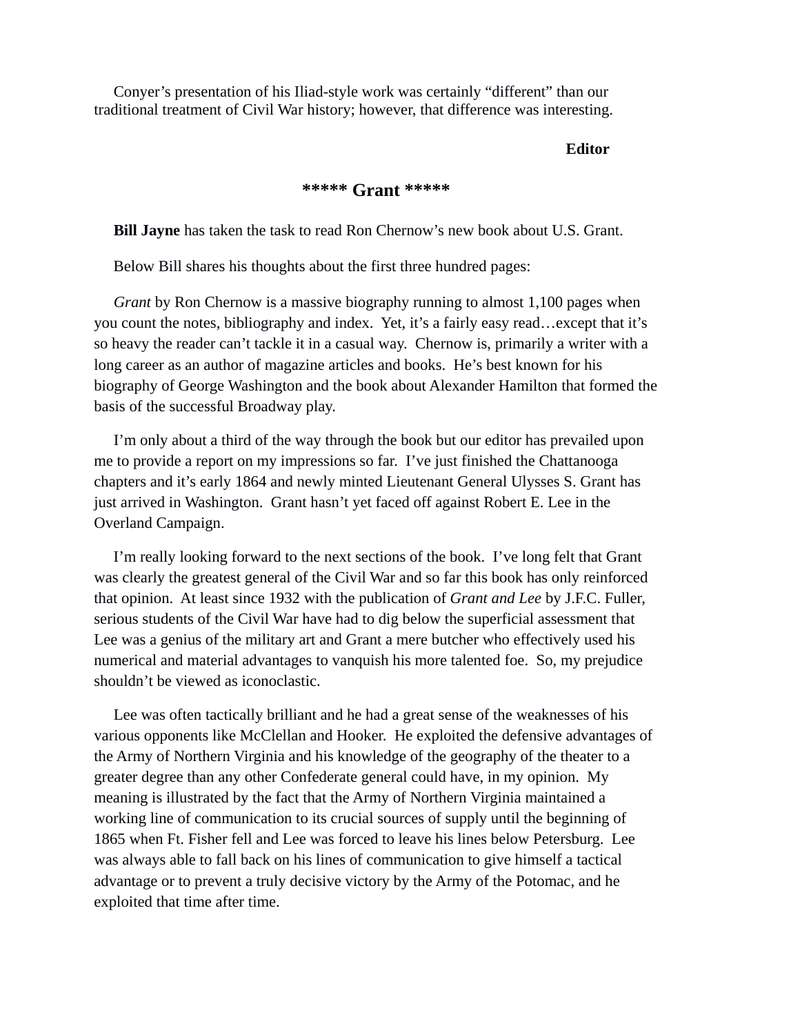Conyer's presentation of his Iliad-style work was certainly "different" than our traditional treatment of Civil War history; however, that difference was interesting.

**Editor**

## ***** Grant *****

**Bill Jayne** has taken the task to read Ron Chernow's new book about U.S. Grant.

Below Bill shares his thoughts about the first three hundred pages:

*Grant* by Ron Chernow is a massive biography running to almost 1,100 pages when you count the notes, bibliography and index. Yet, it's a fairly easy read…except that it's so heavy the reader can't tackle it in a casual way. Chernow is, primarily a writer with a long career as an author of magazine articles and books. He's best known for his biography of George Washington and the book about Alexander Hamilton that formed the basis of the successful Broadway play.

I'm only about a third of the way through the book but our editor has prevailed upon me to provide a report on my impressions so far. I've just finished the Chattanooga chapters and it's early 1864 and newly minted Lieutenant General Ulysses S. Grant has just arrived in Washington. Grant hasn't yet faced off against Robert E. Lee in the Overland Campaign.

I'm really looking forward to the next sections of the book. I've long felt that Grant was clearly the greatest general of the Civil War and so far this book has only reinforced that opinion. At least since 1932 with the publication of *Grant and Lee* by J.F.C. Fuller, serious students of the Civil War have had to dig below the superficial assessment that Lee was a genius of the military art and Grant a mere butcher who effectively used his numerical and material advantages to vanquish his more talented foe. So, my prejudice shouldn't be viewed as iconoclastic.

Lee was often tactically brilliant and he had a great sense of the weaknesses of his various opponents like McClellan and Hooker. He exploited the defensive advantages of the Army of Northern Virginia and his knowledge of the geography of the theater to a greater degree than any other Confederate general could have, in my opinion. My meaning is illustrated by the fact that the Army of Northern Virginia maintained a working line of communication to its crucial sources of supply until the beginning of 1865 when Ft. Fisher fell and Lee was forced to leave his lines below Petersburg. Lee was always able to fall back on his lines of communication to give himself a tactical advantage or to prevent a truly decisive victory by the Army of the Potomac, and he exploited that time after time.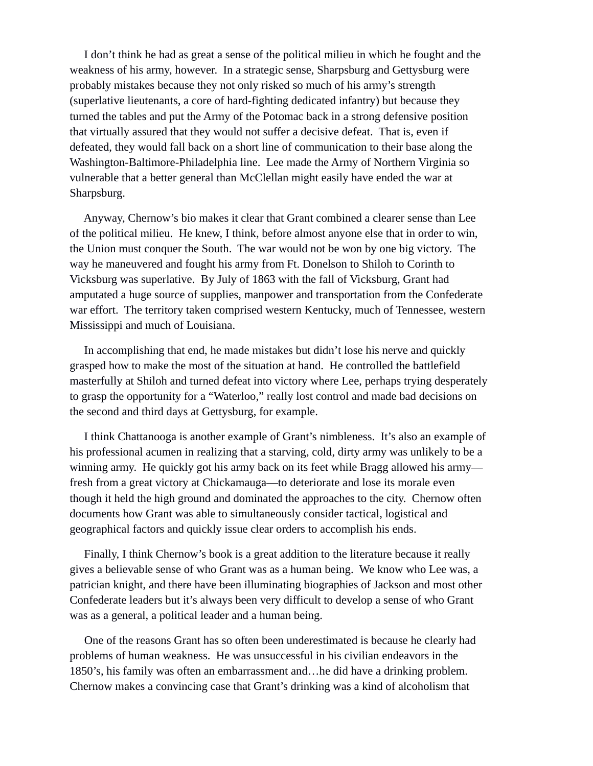I don't think he had as great a sense of the political milieu in which he fought and the weakness of his army, however. In a strategic sense, Sharpsburg and Gettysburg were probably mistakes because they not only risked so much of his army's strength (superlative lieutenants, a core of hard-fighting dedicated infantry) but because they turned the tables and put the Army of the Potomac back in a strong defensive position that virtually assured that they would not suffer a decisive defeat. That is, even if defeated, they would fall back on a short line of communication to their base along the Washington-Baltimore-Philadelphia line. Lee made the Army of Northern Virginia so vulnerable that a better general than McClellan might easily have ended the war at Sharpsburg.

Anyway, Chernow's bio makes it clear that Grant combined a clearer sense than Lee of the political milieu. He knew, I think, before almost anyone else that in order to win, the Union must conquer the South. The war would not be won by one big victory. The way he maneuvered and fought his army from Ft. Donelson to Shiloh to Corinth to Vicksburg was superlative. By July of 1863 with the fall of Vicksburg, Grant had amputated a huge source of supplies, manpower and transportation from the Confederate war effort. The territory taken comprised western Kentucky, much of Tennessee, western Mississippi and much of Louisiana.

In accomplishing that end, he made mistakes but didn't lose his nerve and quickly grasped how to make the most of the situation at hand. He controlled the battlefield masterfully at Shiloh and turned defeat into victory where Lee, perhaps trying desperately to grasp the opportunity for a "Waterloo," really lost control and made bad decisions on the second and third days at Gettysburg, for example.

I think Chattanooga is another example of Grant's nimbleness. It's also an example of his professional acumen in realizing that a starving, cold, dirty army was unlikely to be a winning army. He quickly got his army back on its feet while Bragg allowed his army—fresh from a great victory at Chickamauga—to deteriorate and lose its morale even though it held the high ground and dominated the approaches to the city. Chernow often documents how Grant was able to simultaneously consider tactical, logistical and geographical factors and quickly issue clear orders to accomplish his ends.

Finally, I think Chernow's book is a great addition to the literature because it really gives a believable sense of who Grant was as a human being. We know who Lee was, a patrician knight, and there have been illuminating biographies of Jackson and most other Confederate leaders but it's always been very difficult to develop a sense of who Grant was as a general, a political leader and a human being.

One of the reasons Grant has so often been underestimated is because he clearly had problems of human weakness. He was unsuccessful in his civilian endeavors in the 1850's, his family was often an embarrassment and…he did have a drinking problem. Chernow makes a convincing case that Grant's drinking was a kind of alcoholism that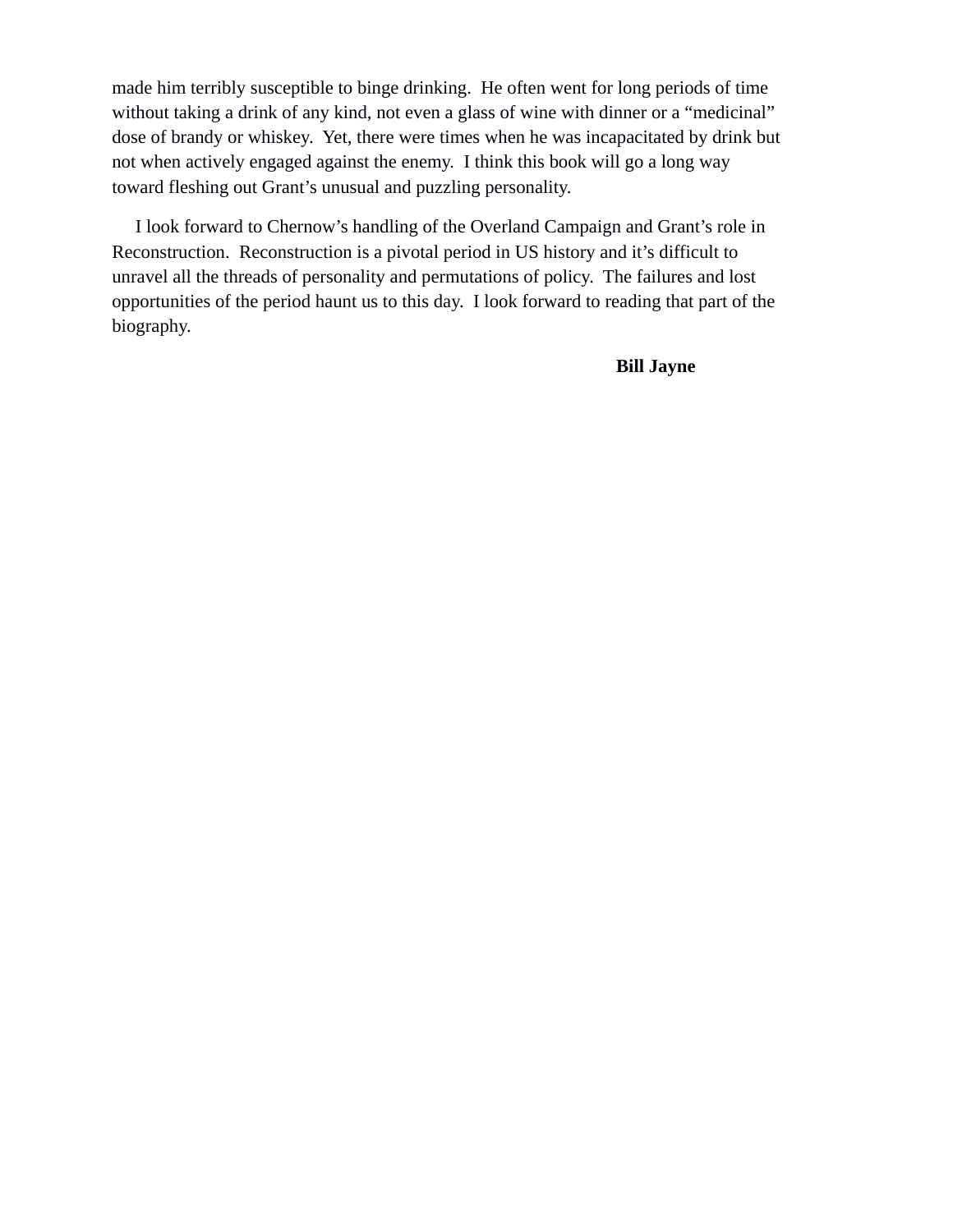made him terribly susceptible to binge drinking.  He often went for long periods of time without taking a drink of any kind, not even a glass of wine with dinner or a "medicinal" dose of brandy or whiskey.  Yet, there were times when he was incapacitated by drink but not when actively engaged against the enemy.  I think this book will go a long way toward fleshing out Grant's unusual and puzzling personality.

I look forward to Chernow's handling of the Overland Campaign and Grant's role in Reconstruction.  Reconstruction is a pivotal period in US history and it's difficult to unravel all the threads of personality and permutations of policy.  The failures and lost opportunities of the period haunt us to this day.  I look forward to reading that part of the biography.

**Bill Jayne**